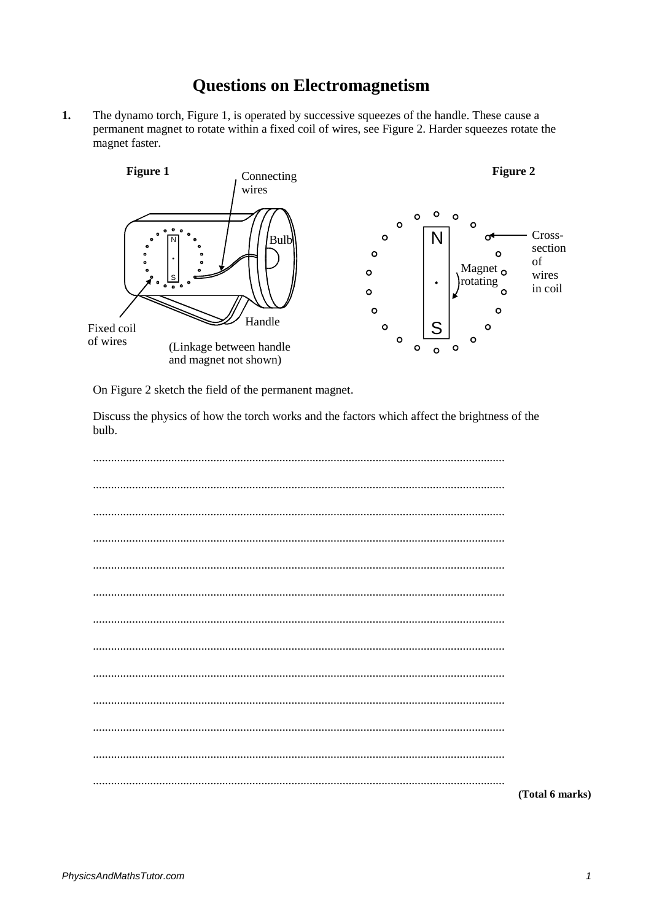# Questions on Electromagnetism

**1.** The dynamo torch, Figure 1, is operated by successive squeezes of the handle. These cause a permanent magnet to rotate within a fixed coil of wires, see Figure 2. Harder squeezes rotate the magnet faster.

**Figure 1** — Connecting wires; Bulb; Handle; Fixed coil of wires; (Linkage between handle and magnet not shown)

**Figure 2** — N; S; Magnet rotating; Cross-section of wires in coil

On Figure 2 sketch the field of the permanent magnet.

Discuss the physics of how the torch works and the factors which affect the brightness of the bulb.

.......................................................................................................................................

.......................................................................................................................................

.......................................................................................................................................

.......................................................................................................................................

.......................................................................................................................................

.......................................................................................................................................

.......................................................................................................................................

.......................................................................................................................................

.......................................................................................................................................

.......................................................................................................................................

.......................................................................................................................................

.......................................................................................................................................

.......................................................................................................................................

**(Total 6 marks)**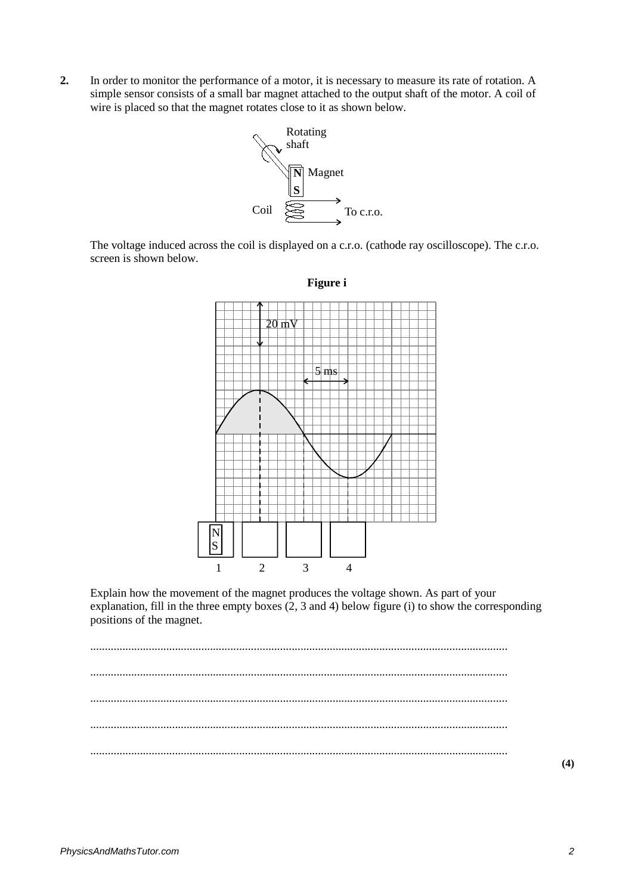**2.** In order to monitor the performance of a motor, it is necessary to measure its rate of rotation. A simple sensor consists of a small bar magnet attached to the output shaft of the motor. A coil of wire is placed so that the magnet rotates close to it as shown below.

Rotating shaft

Magnet

Coil

To c.r.o.

The voltage induced across the coil is displayed on a c.r.o. (cathode ray oscilloscope). The c.r.o. screen is shown below.

**Figure i**

20 mV

5 ms

1 2 3 4

Explain how the movement of the magnet produces the voltage shown. As part of your explanation, fill in the three empty boxes (2, 3 and 4) below figure (i) to show the corresponding positions of the magnet.

.............................................................................................................................................

.............................................................................................................................................

.............................................................................................................................................

.............................................................................................................................................

.............................................................................................................................................

**(4)**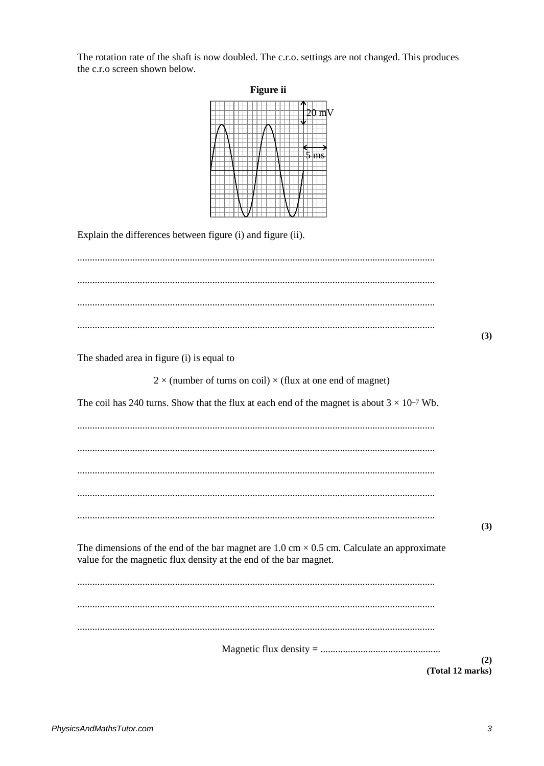The rotation rate of the shaft is now doubled. The c.r.o. settings are not changed. This produces the c.r.o screen shown below.

**Figure ii**

Explain the differences between figure (i) and figure (ii).

............................................................................................................................................

............................................................................................................................................

............................................................................................................................................

............................................................................................................................................

**(3)**

The shaded area in figure (i) is equal to

$$2 \times \text{(number of turns on coil)} \times \text{(flux at one end of magnet)}$$

The coil has 240 turns. Show that the flux at each end of the magnet is about $3 \times 10^{-7}$ Wb.

............................................................................................................................................

............................................................................................................................................

............................................................................................................................................

............................................................................................................................................

............................................................................................................................................

**(3)**

The dimensions of the end of the bar magnet are 1.0 cm × 0.5 cm. Calculate an approximate value for the magnetic flux density at the end of the bar magnet.

............................................................................................................................................

............................................................................................................................................

............................................................................................................................................

Magnetic flux density = ................................................

**(2)**
**(Total 12 marks)**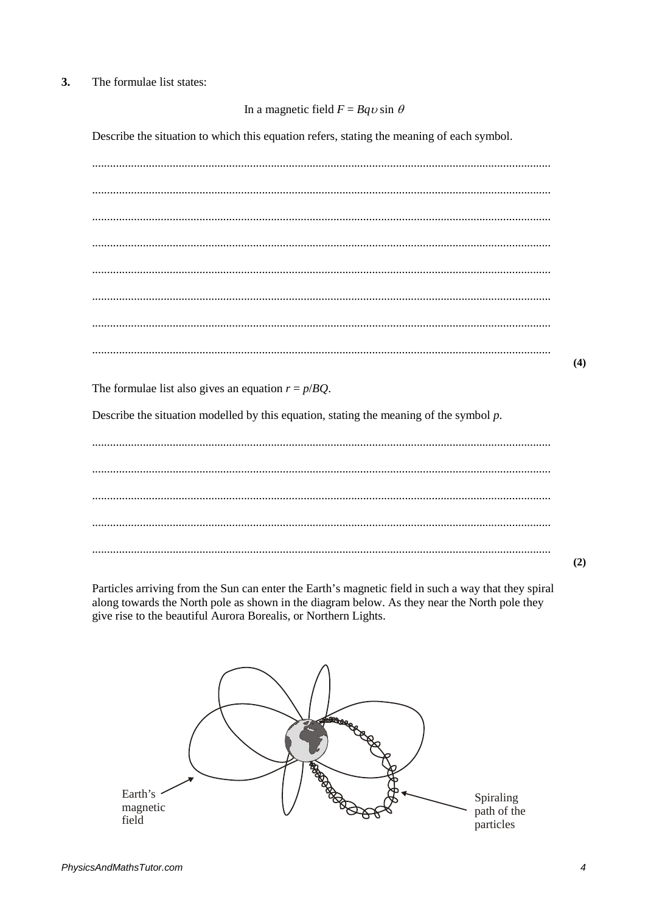**3.** The formulae list states:

In a magnetic field $F = Bq\upsilon \sin \theta$

Describe the situation to which this equation refers, stating the meaning of each symbol.

...............................................................................................................................................

...............................................................................................................................................

...............................................................................................................................................

...............................................................................................................................................

...............................................................................................................................................

...............................................................................................................................................

...............................................................................................................................................

...............................................................................................................................................

**(4)**

The formulae list also gives an equation $r = p/BQ$.

Describe the situation modelled by this equation, stating the meaning of the symbol $p$.

...............................................................................................................................................

...............................................................................................................................................

...............................................................................................................................................

...............................................................................................................................................

...............................................................................................................................................

**(2)**

Particles arriving from the Sun can enter the Earth's magnetic field in such a way that they spiral along towards the North pole as shown in the diagram below. As they near the North pole they give rise to the beautiful Aurora Borealis, or Northern Lights.

Earth's magnetic field

Spiraling path of the particles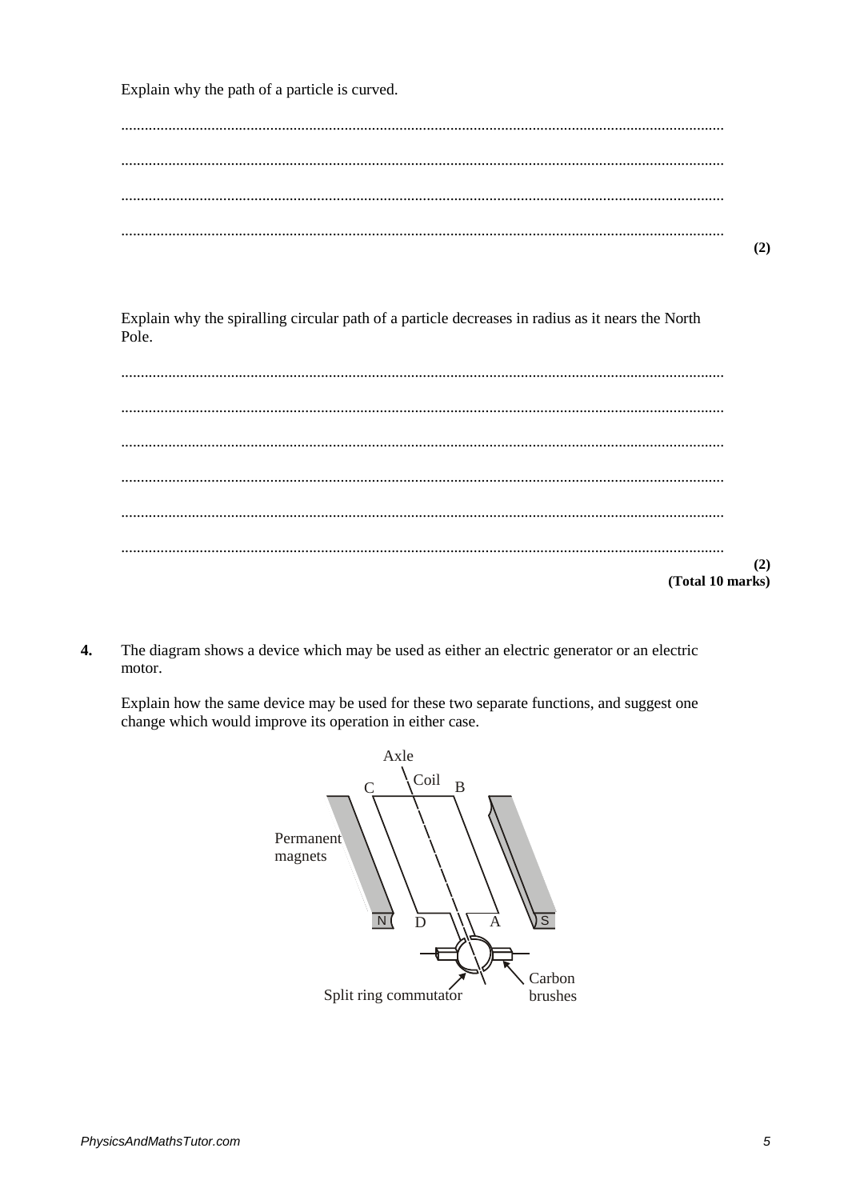Explain why the path of a particle is curved.

.......................................................................................................................................................

.......................................................................................................................................................

.......................................................................................................................................................

.......................................................................................................................................................
**(2)**

Explain why the spiralling circular path of a particle decreases in radius as it nears the North Pole.

.......................................................................................................................................................

.......................................................................................................................................................

.......................................................................................................................................................

.......................................................................................................................................................

.......................................................................................................................................................

.......................................................................................................................................................
**(2)**
**(Total 10 marks)**

**4.** The diagram shows a device which may be used as either an electric generator or an electric motor.

Explain how the same device may be used for these two separate functions, and suggest one change which would improve its operation in either case.

Axle, Coil, C, B, Permanent magnets, N, D, A, S, Split ring commutator, Carbon brushes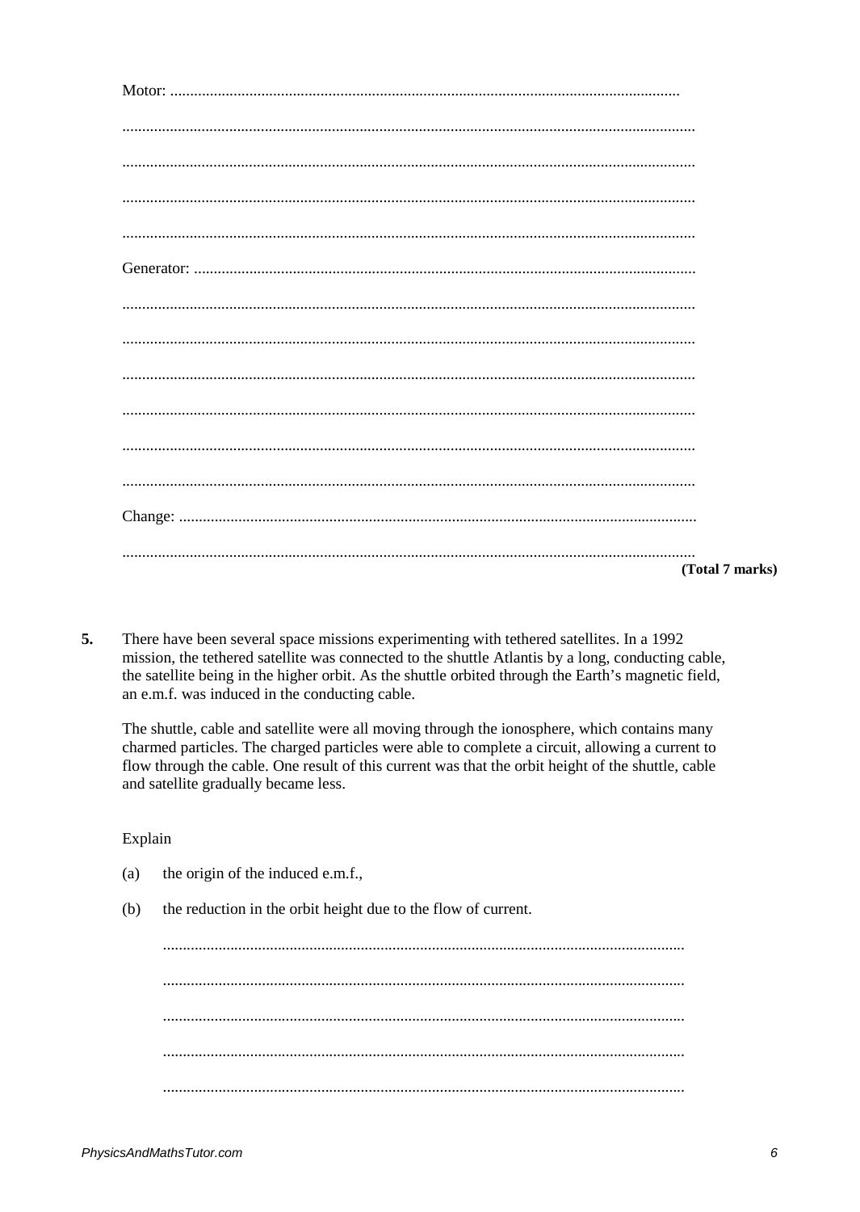Motor: ..................................................................................................................................

..................................................................................................................................

..................................................................................................................................

..................................................................................................................................

..................................................................................................................................

Generator: ..................................................................................................................................

..................................................................................................................................

..................................................................................................................................

..................................................................................................................................

..................................................................................................................................

..................................................................................................................................

..................................................................................................................................

Change: ..................................................................................................................................

..................................................................................................................................

**(Total 7 marks)**

**5.** There have been several space missions experimenting with tethered satellites. In a 1992 mission, the tethered satellite was connected to the shuttle Atlantis by a long, conducting cable, the satellite being in the higher orbit. As the shuttle orbited through the Earth's magnetic field, an e.m.f. was induced in the conducting cable.

The shuttle, cable and satellite were all moving through the ionosphere, which contains many charmed particles. The charged particles were able to complete a circuit, allowing a current to flow through the cable. One result of this current was that the orbit height of the shuttle, cable and satellite gradually became less.

Explain

(a) the origin of the induced e.m.f.,

(b) the reduction in the orbit height due to the flow of current.

..................................................................................................................................

..................................................................................................................................

..................................................................................................................................

..................................................................................................................................

..................................................................................................................................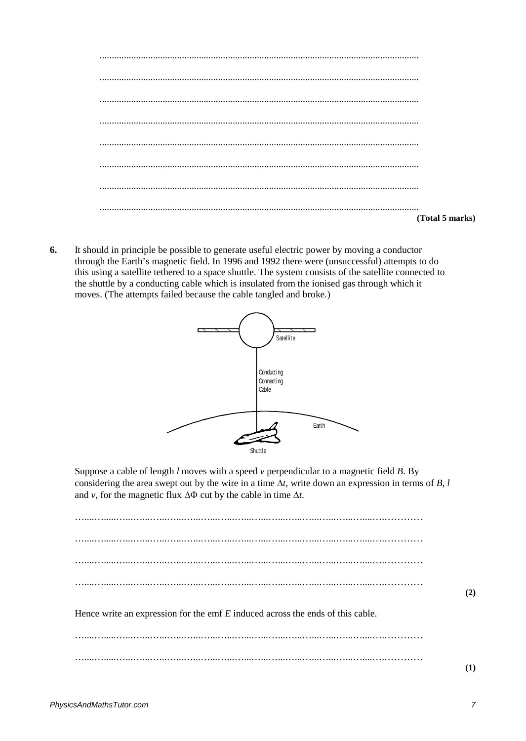(Total 5 marks)

**6.** It should in principle be possible to generate useful electric power by moving a conductor through the Earth's magnetic field. In 1996 and 1992 there were (unsuccessful) attempts to do this using a satellite tethered to a space shuttle. The system consists of the satellite connected to the shuttle by a conducting cable which is insulated from the ionised gas through which it moves. (The attempts failed because the cable tangled and broke.)

Satellite

Conducting Connecting Cable

Earth

Shuttle

Suppose a cable of length $l$ moves with a speed $v$ perpendicular to a magnetic field $B$. By considering the area swept out by the wire in a time $\Delta t$, write down an expression in terms of $B$, $l$ and $v$, for the magnetic flux $\Delta\Phi$ cut by the cable in time $\Delta t$.

**(2)**

Hence write an expression for the emf $E$ induced across the ends of this cable.

**(1)**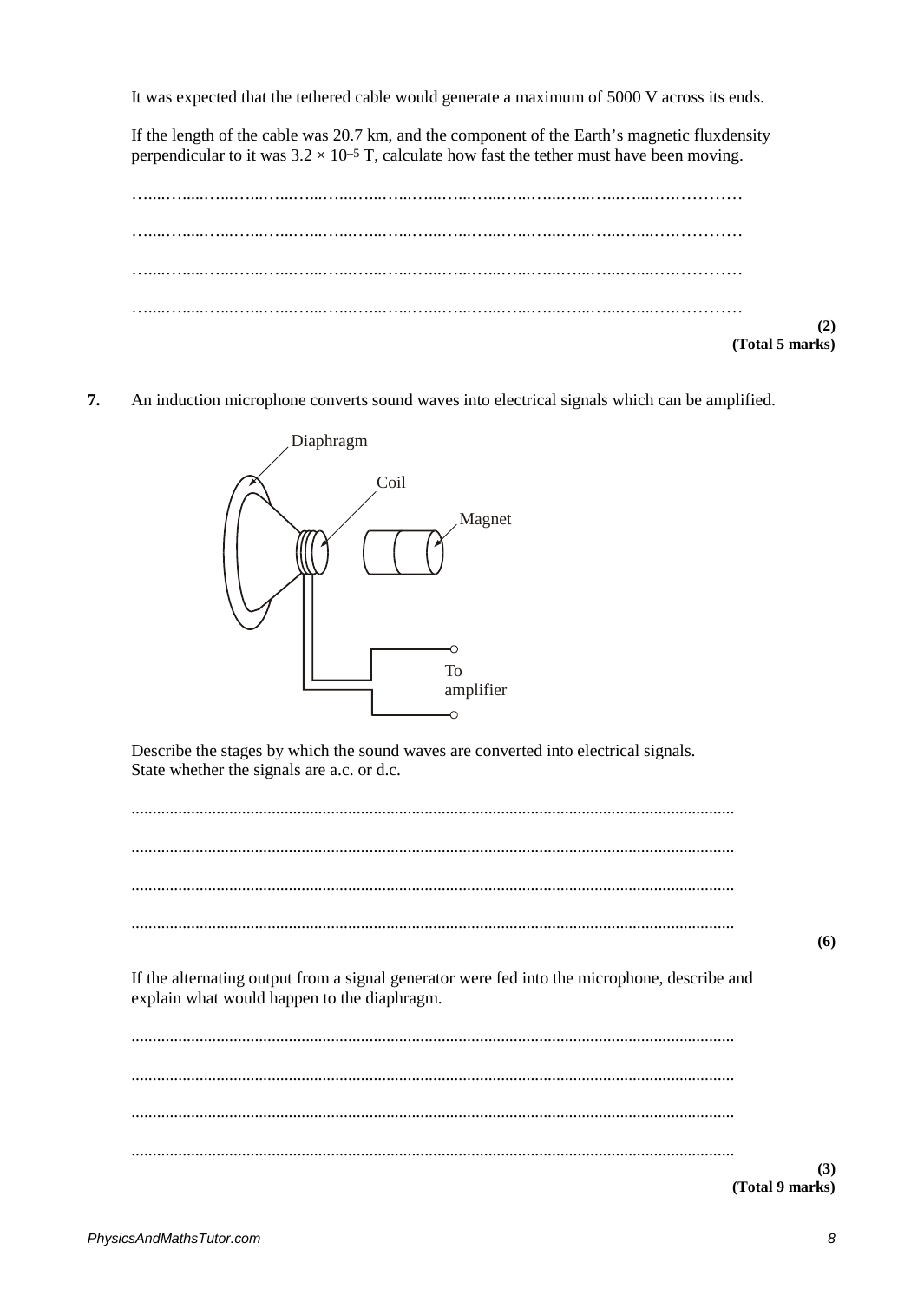It was expected that the tethered cable would generate a maximum of 5000 V across its ends.

If the length of the cable was 20.7 km, and the component of the Earth's magnetic fluxdensity perpendicular to it was $3.2 \times 10^{-5}$ T, calculate how fast the tether must have been moving.

…………………………………………………………………………………………

…………………………………………………………………………………………

…………………………………………………………………………………………

…………………………………………………………………………………………

**(2)**
**(Total 5 marks)**

**7.** An induction microphone converts sound waves into electrical signals which can be amplified.

Diaphragm

Coil

Magnet

To amplifier

Describe the stages by which the sound waves are converted into electrical signals.
State whether the signals are a.c. or d.c.

...........................................................................................................................................

...........................................................................................................................................

...........................................................................................................................................

...........................................................................................................................................

**(6)**

If the alternating output from a signal generator were fed into the microphone, describe and explain what would happen to the diaphragm.

...........................................................................................................................................

...........................................................................................................................................

...........................................................................................................................................

...........................................................................................................................................

**(3)**
**(Total 9 marks)**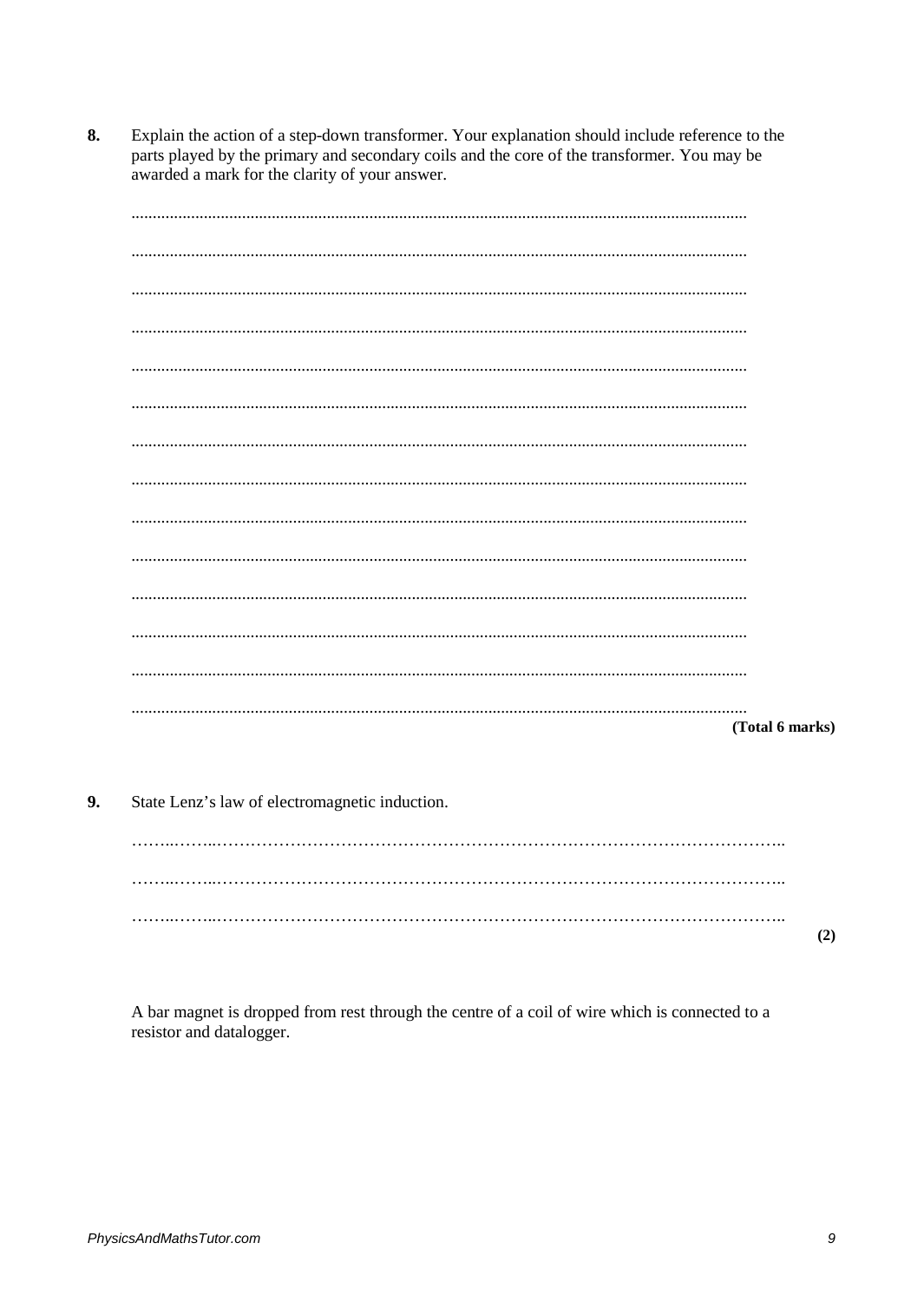**8.** Explain the action of a step-down transformer. Your explanation should include reference to the parts played by the primary and secondary coils and the core of the transformer. You may be awarded a mark for the clarity of your answer.

...............................................................................................................................................

...............................................................................................................................................

...............................................................................................................................................

...............................................................................................................................................

...............................................................................................................................................

...............................................................................................................................................

...............................................................................................................................................

...............................................................................................................................................

...............................................................................................................................................

...............................................................................................................................................

...............................................................................................................................................

...............................................................................................................................................

...............................................................................................................................................

...............................................................................................................................................

**(Total 6 marks)**

**9.** State Lenz's law of electromagnetic induction.

...............................................................................................................................................

...............................................................................................................................................

...............................................................................................................................................

**(2)**

A bar magnet is dropped from rest through the centre of a coil of wire which is connected to a resistor and datalogger.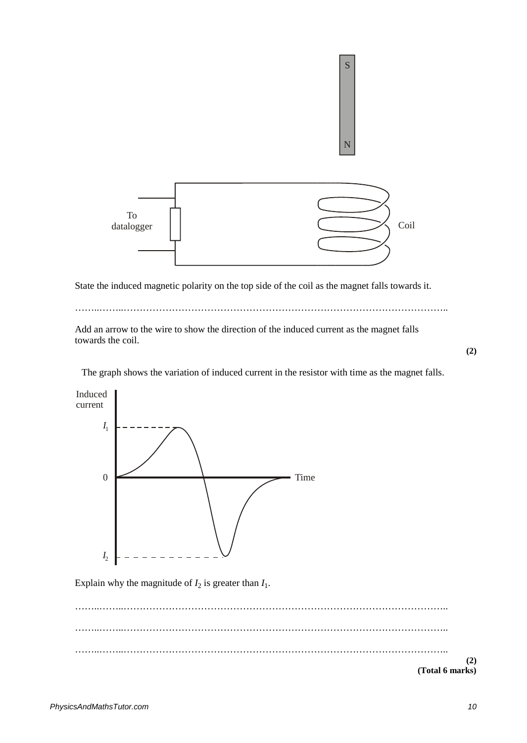State the induced magnetic polarity on the top side of the coil as the magnet falls towards it.

……..……..………………………………………………………………………………………..

Add an arrow to the wire to show the direction of the induced current as the magnet falls towards the coil.

**(2)**

The graph shows the variation of induced current in the resistor with time as the magnet falls.

Explain why the magnitude of $I_2$ is greater than $I_1$.

……..……..………………………………………………………………………………………..

……..……..………………………………………………………………………………………..

……..……..………………………………………………………………………………………..

**(2)**
**(Total 6 marks)**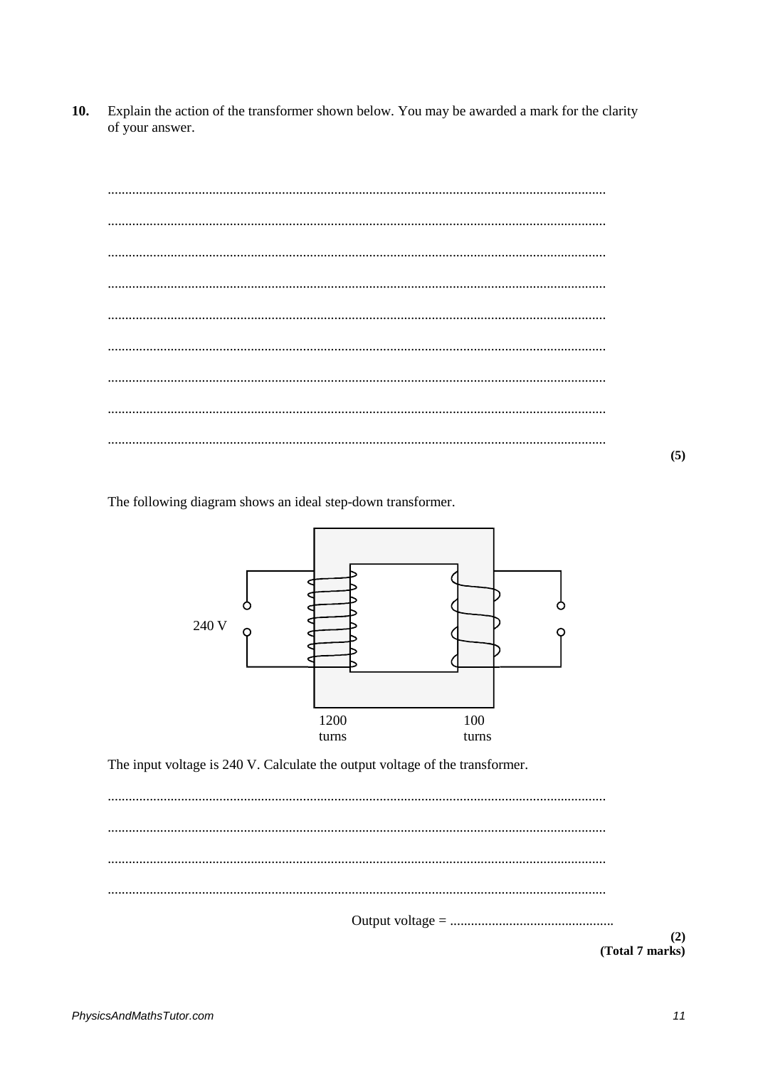**10.** Explain the action of the transformer shown below. You may be awarded a mark for the clarity of your answer.

.............................................................................................................................................

.............................................................................................................................................

.............................................................................................................................................

.............................................................................................................................................

.............................................................................................................................................

.............................................................................................................................................

.............................................................................................................................................

.............................................................................................................................................

.............................................................................................................................................

**(5)**

The following diagram shows an ideal step-down transformer.

240 V

1200 turns

100 turns

The input voltage is 240 V. Calculate the output voltage of the transformer.

.............................................................................................................................................

.............................................................................................................................................

.............................................................................................................................................

.............................................................................................................................................

Output voltage = ..............................................

**(2)**
**(Total 7 marks)**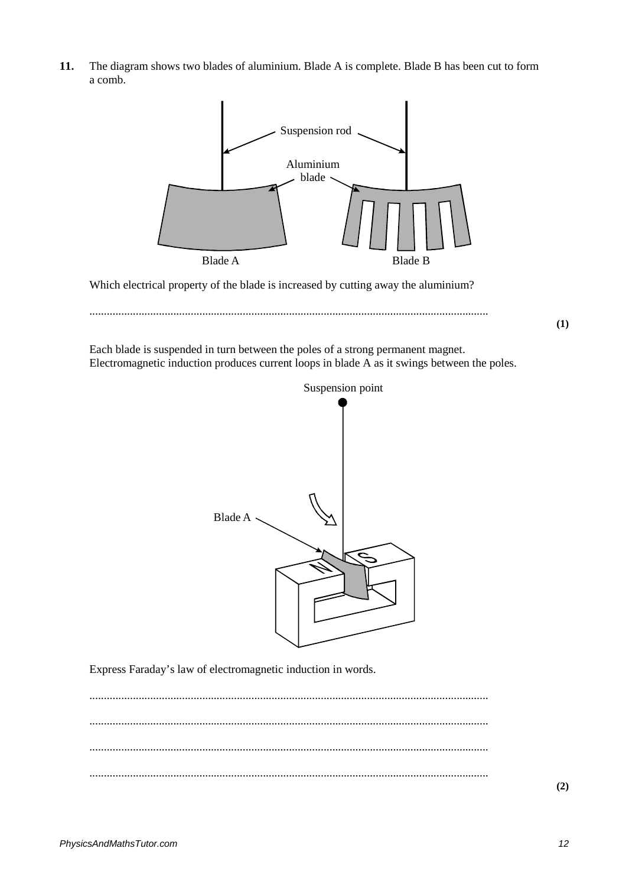**11.** The diagram shows two blades of aluminium. Blade A is complete. Blade B has been cut to form a comb.

Which electrical property of the blade is increased by cutting away the aluminium?

..........................................................................................................................................

**(1)**

Each blade is suspended in turn between the poles of a strong permanent magnet. Electromagnetic induction produces current loops in blade A as it swings between the poles.

Express Faraday's law of electromagnetic induction in words.

..........................................................................................................................................

..........................................................................................................................................

..........................................................................................................................................

..........................................................................................................................................

**(2)**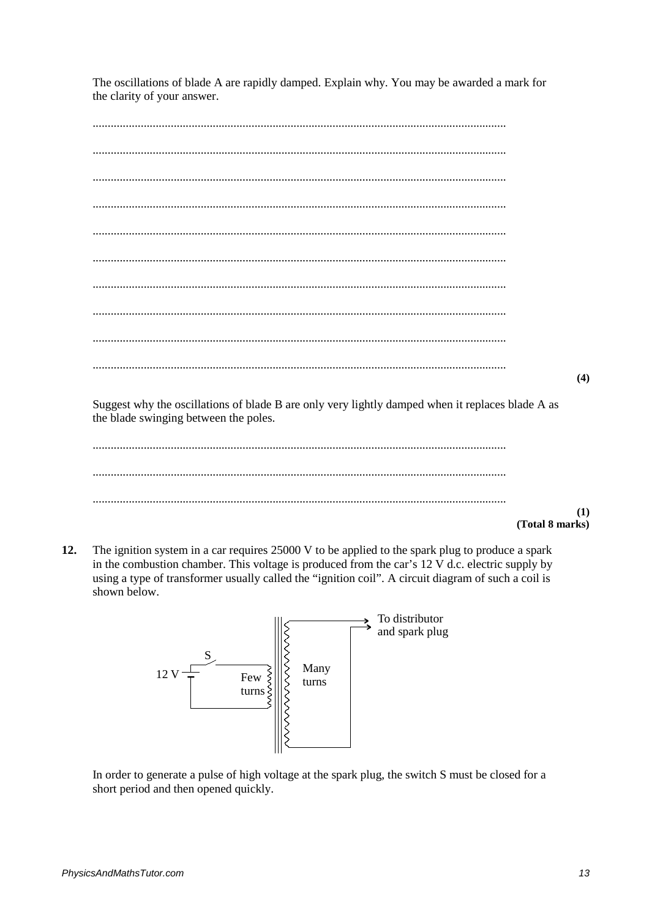The oscillations of blade A are rapidly damped. Explain why. You may be awarded a mark for the clarity of your answer.

.........................................................................................................................................

.........................................................................................................................................

.........................................................................................................................................

.........................................................................................................................................

.........................................................................................................................................

.........................................................................................................................................

.........................................................................................................................................

.........................................................................................................................................

.........................................................................................................................................

......................................................................................................................................... **(4)**

Suggest why the oscillations of blade B are only very lightly damped when it replaces blade A as the blade swinging between the poles.

.........................................................................................................................................

.........................................................................................................................................

......................................................................................................................................... **(1)**

**(Total 8 marks)**

**12.** The ignition system in a car requires 25000 V to be applied to the spark plug to produce a spark in the combustion chamber. This voltage is produced from the car's 12 V d.c. electric supply by using a type of transformer usually called the "ignition coil". A circuit diagram of such a coil is shown below.

In order to generate a pulse of high voltage at the spark plug, the switch S must be closed for a short period and then opened quickly.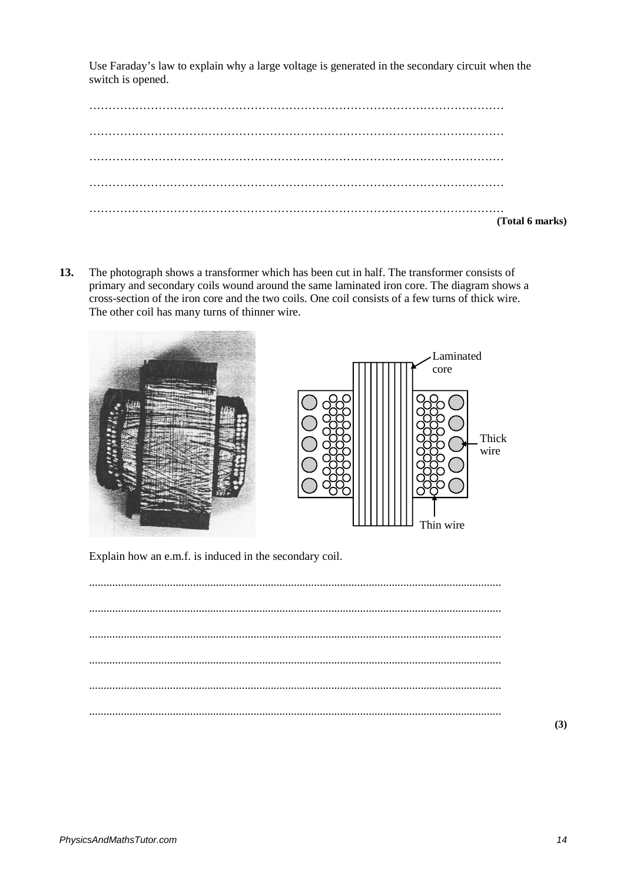Use Faraday's law to explain why a large voltage is generated in the secondary circuit when the switch is opened.

………………………………………………………………………………………………

………………………………………………………………………………………………

………………………………………………………………………………………………

………………………………………………………………………………………………

………………………………………………………………………………………………

**(Total 6 marks)**

**13.** The photograph shows a transformer which has been cut in half. The transformer consists of primary and secondary coils wound around the same laminated iron core. The diagram shows a cross-section of the iron core and the two coils. One coil consists of a few turns of thick wire. The other coil has many turns of thinner wire.

Laminated core

Thick wire

Thin wire

Explain how an e.m.f. is induced in the secondary coil.

...............................................................................................................................

...............................................................................................................................

...............................................................................................................................

...............................................................................................................................

...............................................................................................................................

...............................................................................................................................

**(3)**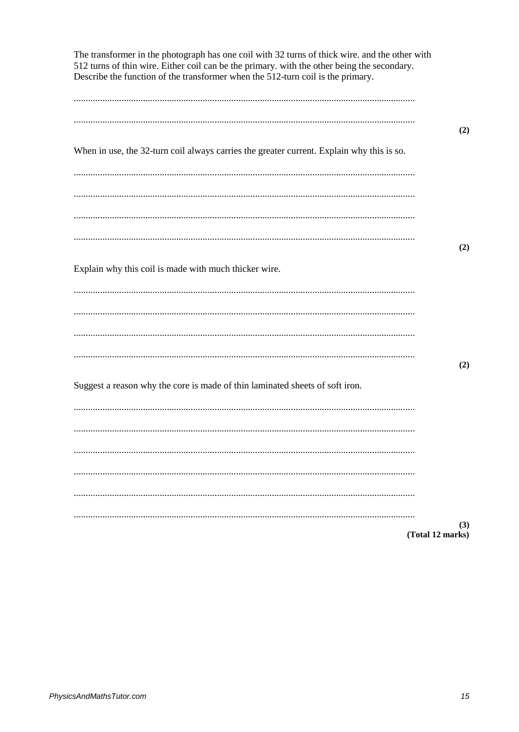The transformer in the photograph has one coil with 32 turns of thick wire. and the other with 512 turns of thin wire. Either coil can be the primary. with the other being the secondary. Describe the function of the transformer when the 512-turn coil is the primary.

.............................................................................................................................................

............................................................................................................................................. **(2)**

When in use, the 32-turn coil always carries the greater current. Explain why this is so.

.............................................................................................................................................

.............................................................................................................................................

.............................................................................................................................................

............................................................................................................................................. **(2)**

Explain why this coil is made with much thicker wire.

.............................................................................................................................................

.............................................................................................................................................

.............................................................................................................................................

............................................................................................................................................. **(2)**

Suggest a reason why the core is made of thin laminated sheets of soft iron.

.............................................................................................................................................

.............................................................................................................................................

.............................................................................................................................................

.............................................................................................................................................

.............................................................................................................................................

............................................................................................................................................. **(3)**

**(Total 12 marks)**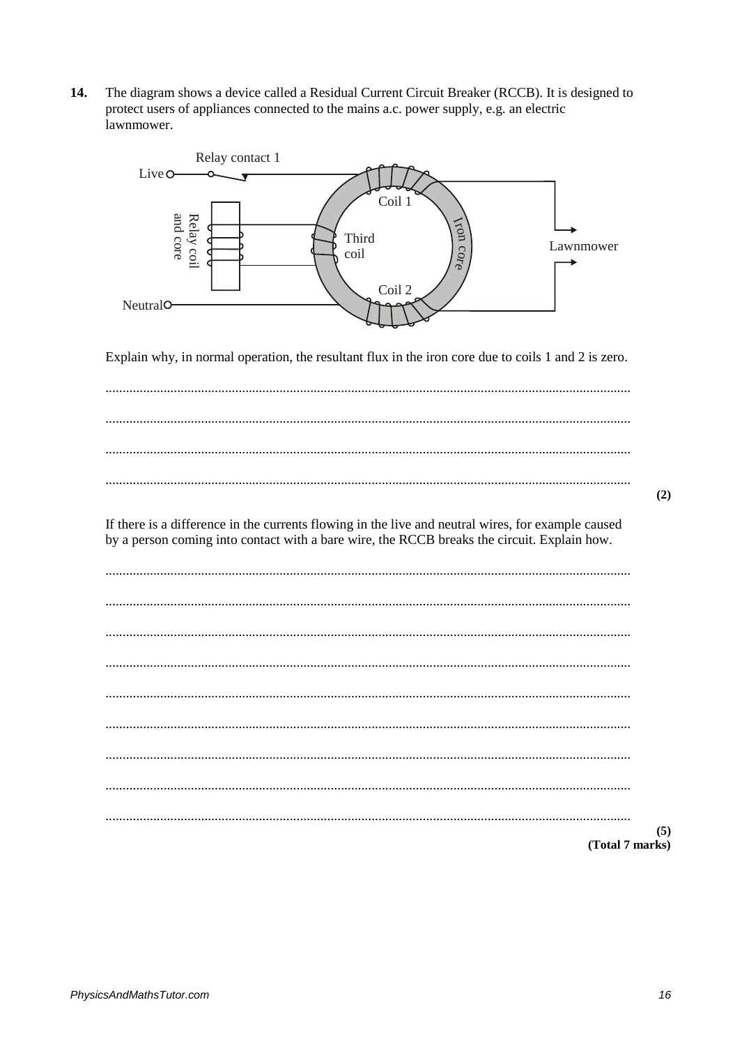**14.** The diagram shows a device called a Residual Current Circuit Breaker (RCCB). It is designed to protect users of appliances connected to the mains a.c. power supply, e.g. an electric lawnmower.

Explain why, in normal operation, the resultant flux in the iron core due to coils 1 and 2 is zero.

.......................................................................................................................................

.......................................................................................................................................

.......................................................................................................................................

.......................................................................................................................................
**(2)**

If there is a difference in the currents flowing in the live and neutral wires, for example caused by a person coming into contact with a bare wire, the RCCB breaks the circuit. Explain how.

.......................................................................................................................................

.......................................................................................................................................

.......................................................................................................................................

.......................................................................................................................................

.......................................................................................................................................

.......................................................................................................................................

.......................................................................................................................................

.......................................................................................................................................

.......................................................................................................................................
**(5)**
**(Total 7 marks)**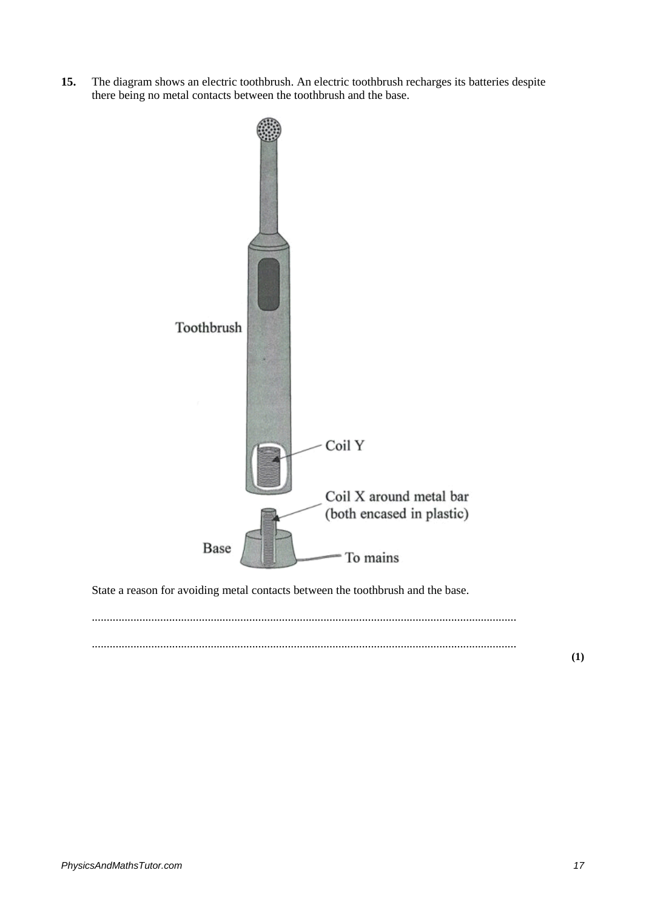**15.** The diagram shows an electric toothbrush. An electric toothbrush recharges its batteries despite there being no metal contacts between the toothbrush and the base.

Toothbrush

Coil Y

Coil X around metal bar (both encased in plastic)

Base

To mains

State a reason for avoiding metal contacts between the toothbrush and the base.

.............................................................................................................................................

.............................................................................................................................................

**(1)**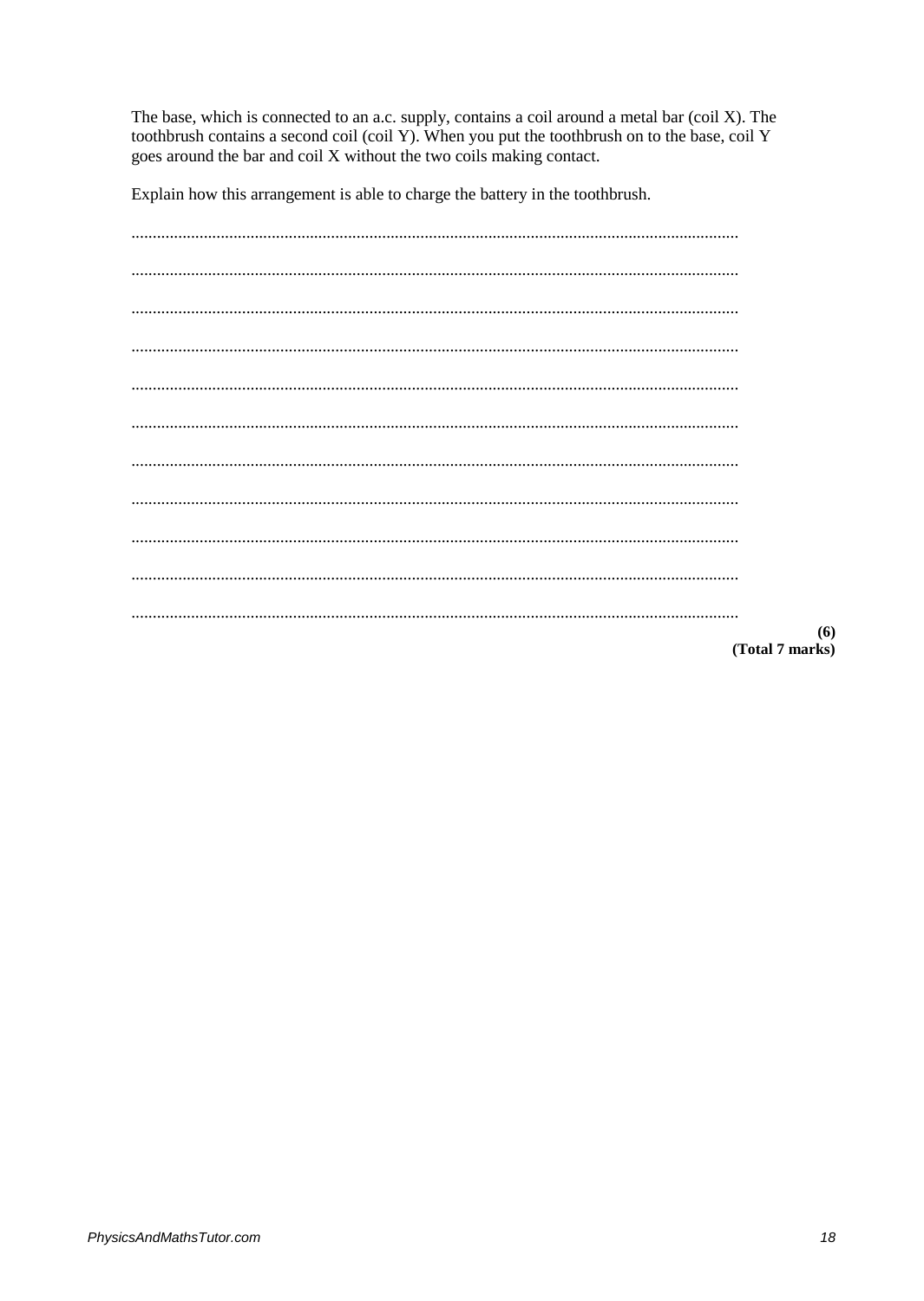The base, which is connected to an a.c. supply, contains a coil around a metal bar (coil X). The toothbrush contains a second coil (coil Y). When you put the toothbrush on to the base, coil Y goes around the bar and coil X without the two coils making contact.

Explain how this arrangement is able to charge the battery in the toothbrush.

.............................................................................................................................................

.............................................................................................................................................

.............................................................................................................................................

.............................................................................................................................................

.............................................................................................................................................

.............................................................................................................................................

.............................................................................................................................................

.............................................................................................................................................

.............................................................................................................................................

.............................................................................................................................................

.............................................................................................................................................

**(6)**
**(Total 7 marks)**